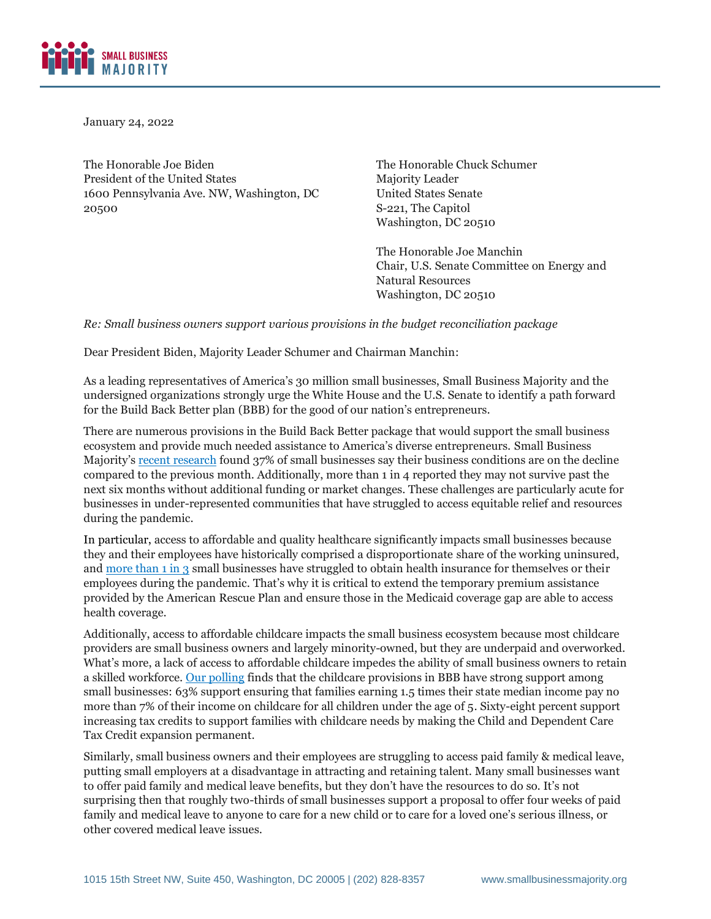January 24, 2022

The Honorable Joe Biden
President of the United States
1600 Pennsylvania Ave. NW, Washington, DC 20500

The Honorable Chuck Schumer
Majority Leader
United States Senate
S-221, The Capitol
Washington, DC 20510

The Honorable Joe Manchin
Chair, U.S. Senate Committee on Energy and Natural Resources
Washington, DC 20510

*Re: Small business owners support various provisions in the budget reconciliation package*

Dear President Biden, Majority Leader Schumer and Chairman Manchin:

As a leading representatives of America's 30 million small businesses, Small Business Majority and the undersigned organizations strongly urge the White House and the U.S. Senate to identify a path forward for the Build Back Better plan (BBB) for the good of our nation's entrepreneurs.

There are numerous provisions in the Build Back Better package that would support the small business ecosystem and provide much needed assistance to America's diverse entrepreneurs. Small Business Majority's recent research found 37% of small businesses say their business conditions are on the decline compared to the previous month. Additionally, more than 1 in 4 reported they may not survive past the next six months without additional funding or market changes. These challenges are particularly acute for businesses in under-represented communities that have struggled to access equitable relief and resources during the pandemic.

In particular, access to affordable and quality healthcare significantly impacts small businesses because they and their employees have historically comprised a disproportionate share of the working uninsured, and more than 1 in 3 small businesses have struggled to obtain health insurance for themselves or their employees during the pandemic. That's why it is critical to extend the temporary premium assistance provided by the American Rescue Plan and ensure those in the Medicaid coverage gap are able to access health coverage.

Additionally, access to affordable childcare impacts the small business ecosystem because most childcare providers are small business owners and largely minority-owned, but they are underpaid and overworked. What's more, a lack of access to affordable childcare impedes the ability of small business owners to retain a skilled workforce. Our polling finds that the childcare provisions in BBB have strong support among small businesses: 63% support ensuring that families earning 1.5 times their state median income pay no more than 7% of their income on childcare for all children under the age of 5. Sixty-eight percent support increasing tax credits to support families with childcare needs by making the Child and Dependent Care Tax Credit expansion permanent.

Similarly, small business owners and their employees are struggling to access paid family & medical leave, putting small employers at a disadvantage in attracting and retaining talent. Many small businesses want to offer paid family and medical leave benefits, but they don't have the resources to do so. It's not surprising then that roughly two-thirds of small businesses support a proposal to offer four weeks of paid family and medical leave to anyone to care for a new child or to care for a loved one's serious illness, or other covered medical leave issues.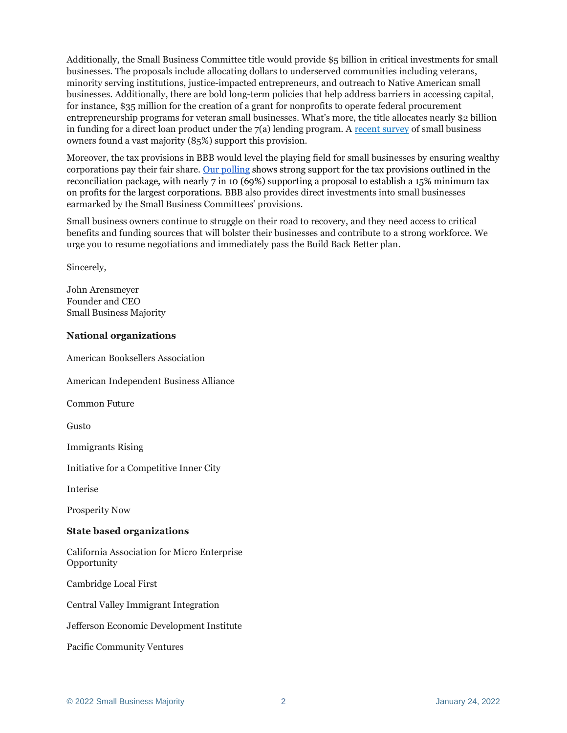Additionally, the Small Business Committee title would provide $5 billion in critical investments for small businesses. The proposals include allocating dollars to underserved communities including veterans, minority serving institutions, justice-impacted entrepreneurs, and outreach to Native American small businesses. Additionally, there are bold long-term policies that help address barriers in accessing capital, for instance, $35 million for the creation of a grant for nonprofits to operate federal procurement entrepreneurship programs for veteran small businesses. What's more, the title allocates nearly $2 billion in funding for a direct loan product under the 7(a) lending program. A recent survey of small business owners found a vast majority (85%) support this provision.

Moreover, the tax provisions in BBB would level the playing field for small businesses by ensuring wealthy corporations pay their fair share. Our polling shows strong support for the tax provisions outlined in the reconciliation package, with nearly 7 in 10 (69%) supporting a proposal to establish a 15% minimum tax on profits for the largest corporations. BBB also provides direct investments into small businesses earmarked by the Small Business Committees' provisions.

Small business owners continue to struggle on their road to recovery, and they need access to critical benefits and funding sources that will bolster their businesses and contribute to a strong workforce. We urge you to resume negotiations and immediately pass the Build Back Better plan.

Sincerely,

John Arensmeyer
Founder and CEO
Small Business Majority

**National organizations**

American Booksellers Association

American Independent Business Alliance

Common Future

Gusto

Immigrants Rising

Initiative for a Competitive Inner City

Interise

Prosperity Now

**State based organizations**

California Association for Micro Enterprise Opportunity

Cambridge Local First

Central Valley Immigrant Integration

Jefferson Economic Development Institute

Pacific Community Ventures